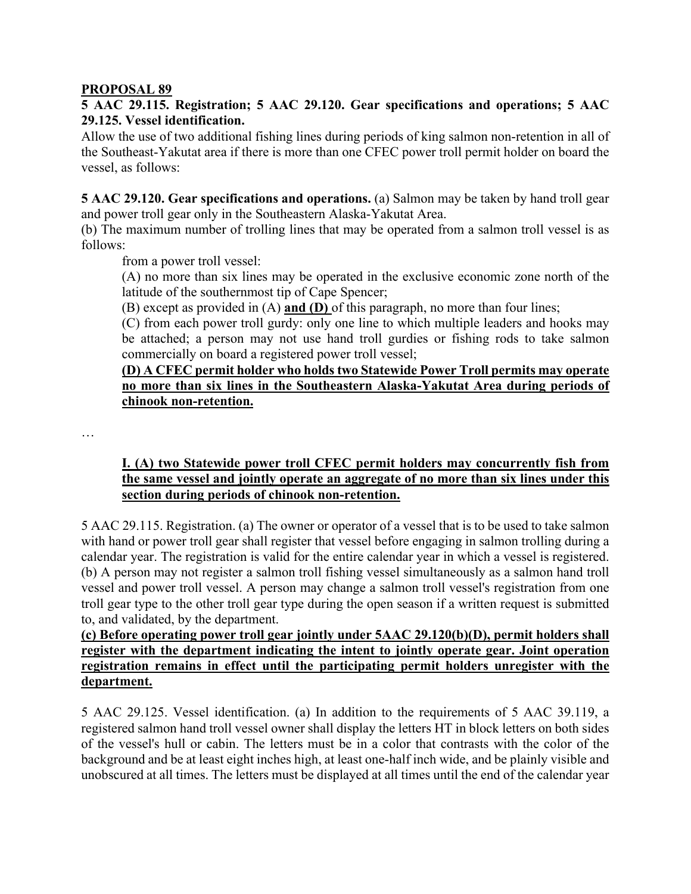**<u>PROPOSAL 89</u>**

**5 AAC 29.115. Registration; 5 AAC 29.120. Gear specifications and operations; 5 AAC 29.125. Vessel identification.**

Allow the use of two additional fishing lines during periods of king salmon non-retention in all of the Southeast-Yakutat area if there is more than one CFEC power troll permit holder on board the vessel, as follows:

**5 AAC 29.120. Gear specifications and operations.** (a) Salmon may be taken by hand troll gear and power troll gear only in the Southeastern Alaska-Yakutat Area.

(b) The maximum number of trolling lines that may be operated from a salmon troll vessel is as follows:

from a power troll vessel:

(A) no more than six lines may be operated in the exclusive economic zone north of the latitude of the southernmost tip of Cape Spencer;

(B) except as provided in (A) **<u>and (D)</u>** of this paragraph, no more than four lines;

(C) from each power troll gurdy: only one line to which multiple leaders and hooks may be attached; a person may not use hand troll gurdies or fishing rods to take salmon commercially on board a registered power troll vessel;

**<u>(D) A CFEC permit holder who holds two Statewide Power Troll permits may operate no more than six lines in the Southeastern Alaska-Yakutat Area during periods of chinook non-retention.</u>**

…

**<u>I. (A) two Statewide power troll CFEC permit holders may concurrently fish from the same vessel and jointly operate an aggregate of no more than six lines under this section during periods of chinook non-retention.</u>**

5 AAC 29.115. Registration. (a) The owner or operator of a vessel that is to be used to take salmon with hand or power troll gear shall register that vessel before engaging in salmon trolling during a calendar year. The registration is valid for the entire calendar year in which a vessel is registered.

(b) A person may not register a salmon troll fishing vessel simultaneously as a salmon hand troll vessel and power troll vessel. A person may change a salmon troll vessel's registration from one troll gear type to the other troll gear type during the open season if a written request is submitted to, and validated, by the department.

**<u>(c) Before operating power troll gear jointly under 5AAC 29.120(b)(D), permit holders shall register with the department indicating the intent to jointly operate gear. Joint operation registration remains in effect until the participating permit holders unregister with the department.</u>**

5 AAC 29.125. Vessel identification. (a) In addition to the requirements of 5 AAC 39.119, a registered salmon hand troll vessel owner shall display the letters HT in block letters on both sides of the vessel's hull or cabin. The letters must be in a color that contrasts with the color of the background and be at least eight inches high, at least one-half inch wide, and be plainly visible and unobscured at all times. The letters must be displayed at all times until the end of the calendar year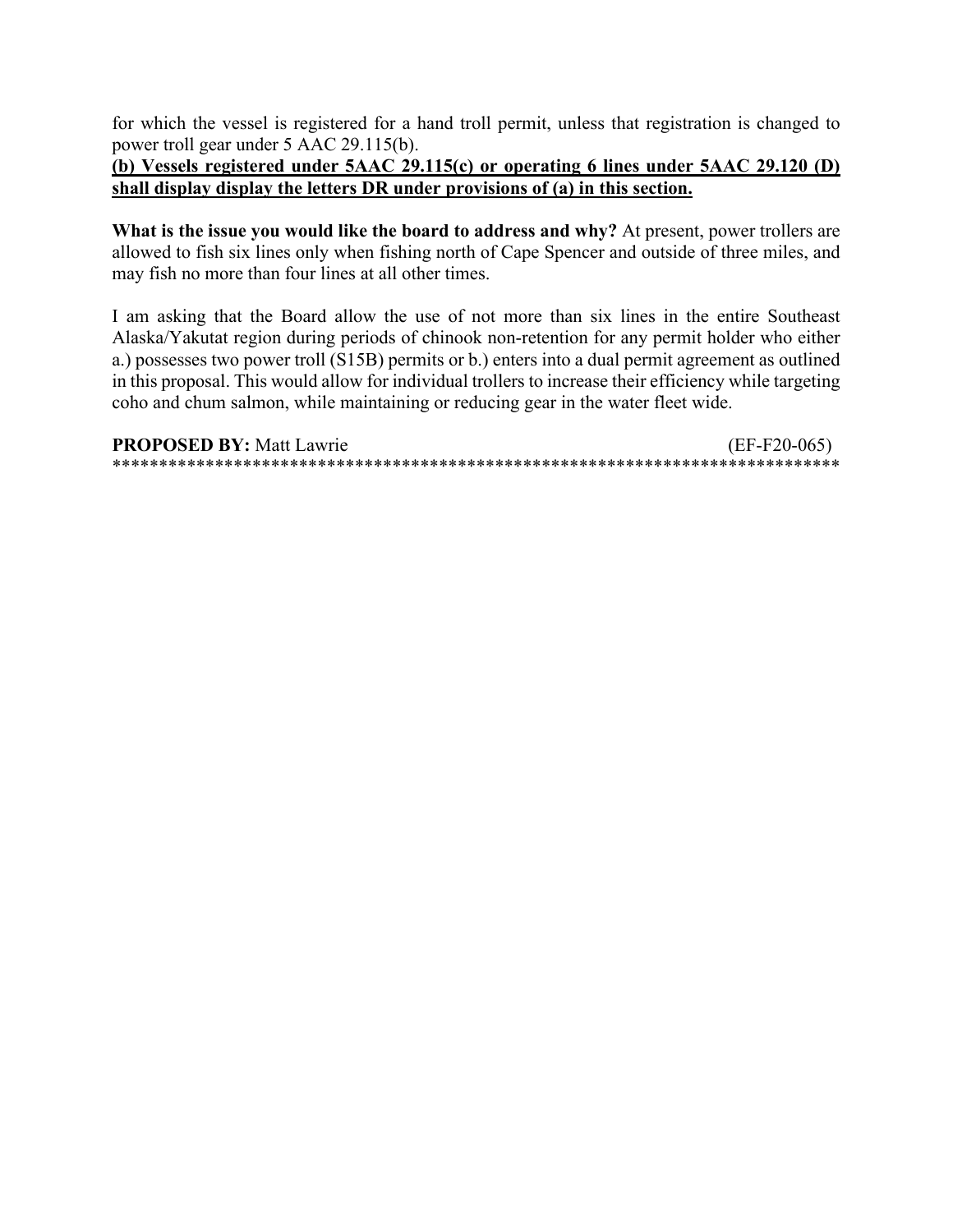for which the vessel is registered for a hand troll permit, unless that registration is changed to power troll gear under 5 AAC 29.115(b).

<u>**(b) Vessels registered under 5AAC 29.115(c) or operating 6 lines under 5AAC 29.120 (D) shall display display the letters DR under provisions of (a) in this section.**</u>

**What is the issue you would like the board to address and why?** At present, power trollers are allowed to fish six lines only when fishing north of Cape Spencer and outside of three miles, and may fish no more than four lines at all other times.

I am asking that the Board allow the use of not more than six lines in the entire Southeast Alaska/Yakutat region during periods of chinook non-retention for any permit holder who either a.) possesses two power troll (S15B) permits or b.) enters into a dual permit agreement as outlined in this proposal. This would allow for individual trollers to increase their efficiency while targeting coho and chum salmon, while maintaining or reducing gear in the water fleet wide.

**PROPOSED BY:** Matt Lawrie (EF-F20-065)

******************************************************************************